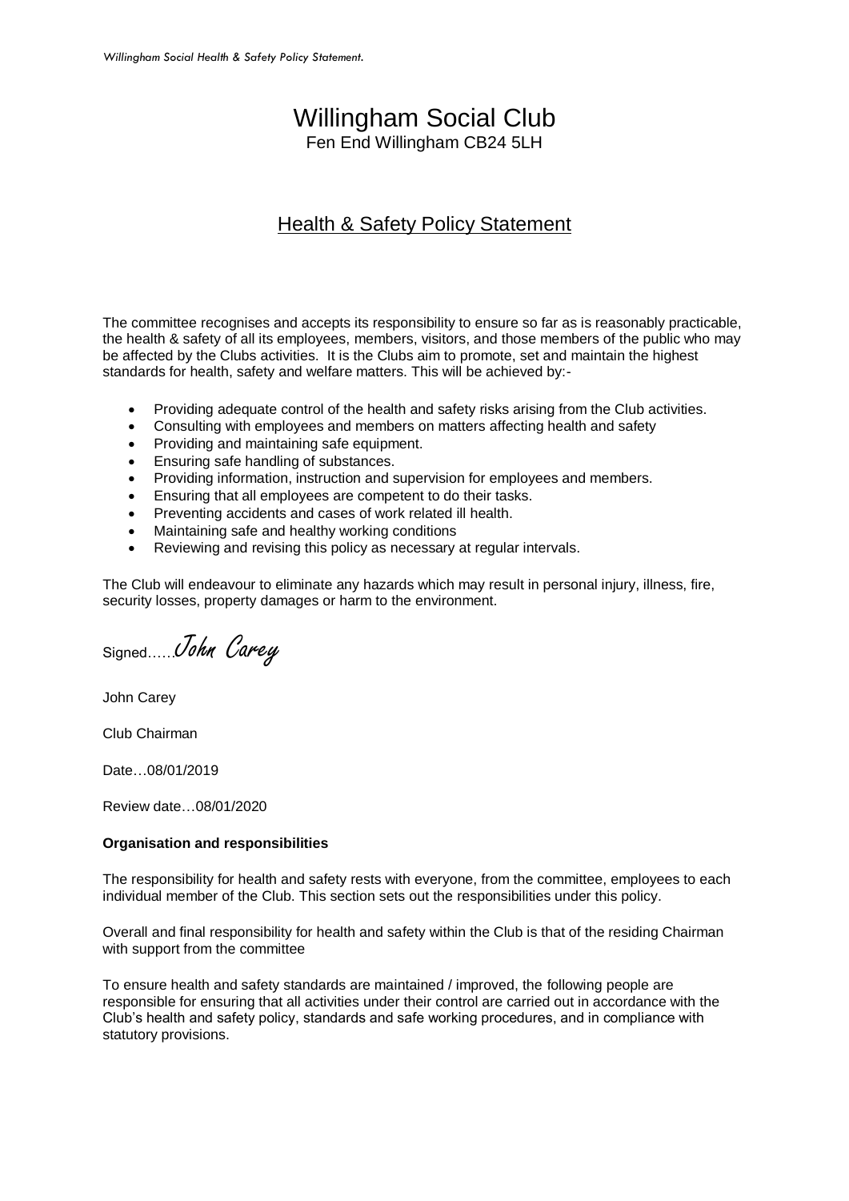# Willingham Social Club

Fen End Willingham CB24 5LH

## Health & Safety Policy Statement

The committee recognises and accepts its responsibility to ensure so far as is reasonably practicable, the health & safety of all its employees, members, visitors, and those members of the public who may be affected by the Clubs activities. It is the Clubs aim to promote, set and maintain the highest standards for health, safety and welfare matters. This will be achieved by:-

- Providing adequate control of the health and safety risks arising from the Club activities.
- Consulting with employees and members on matters affecting health and safety
- Providing and maintaining safe equipment.
- Ensuring safe handling of substances.
- Providing information, instruction and supervision for employees and members.
- Ensuring that all employees are competent to do their tasks.
- Preventing accidents and cases of work related ill health.
- Maintaining safe and healthy working conditions
- Reviewing and revising this policy as necessary at regular intervals.

The Club will endeavour to eliminate any hazards which may result in personal injury, illness, fire, security losses, property damages or harm to the environment.

Signed……*John Carey*

John Carey

Club Chairman

Date…08/01/2019

Review date…08/01/2020

**Organisation and responsibilities**

The responsibility for health and safety rests with everyone, from the committee, employees to each individual member of the Club. This section sets out the responsibilities under this policy.

Overall and final responsibility for health and safety within the Club is that of the residing Chairman with support from the committee

To ensure health and safety standards are maintained / improved, the following people are responsible for ensuring that all activities under their control are carried out in accordance with the Club's health and safety policy, standards and safe working procedures, and in compliance with statutory provisions.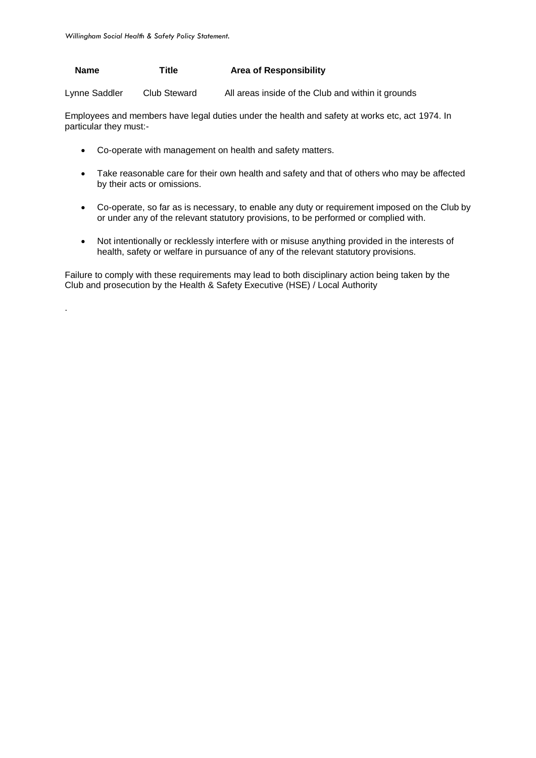| Name | Title | Area of Responsibility |
|---|---|---|
| Lynne Saddler | Club Steward | All areas inside of the Club and within it grounds |

Employees and members have legal duties under the health and safety at works etc, act 1974. In particular they must:-

- Co-operate with management on health and safety matters.
- Take reasonable care for their own health and safety and that of others who may be affected by their acts or omissions.
- Co-operate, so far as is necessary, to enable any duty or requirement imposed on the Club by or under any of the relevant statutory provisions, to be performed or complied with.
- Not intentionally or recklessly interfere with or misuse anything provided in the interests of health, safety or welfare in pursuance of any of the relevant statutory provisions.

Failure to comply with these requirements may lead to both disciplinary action being taken by the Club and prosecution by the Health & Safety Executive (HSE) / Local Authority

.